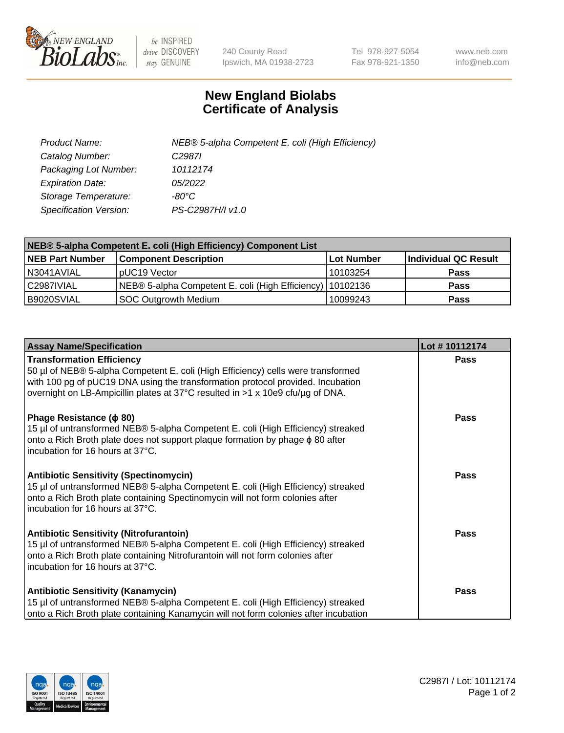New England BioLabs Inc. — be INSPIRED drive DISCOVERY stay GENUINE

240 County Road
Ipswich, MA 01938-2723

Tel 978-927-5054
Fax 978-921-1350

www.neb.com
info@neb.com

# New England Biolabs Certificate of Analysis

| | |
|---|---|
| *Product Name:* | *NEB® 5-alpha Competent E. coli (High Efficiency)* |
| *Catalog Number:* | *C2987I* |
| *Packaging Lot Number:* | *10112174* |
| *Expiration Date:* | *05/2022* |
| *Storage Temperature:* | *-80°C* |
| *Specification Version:* | *PS-C2987H/I v1.0* |

| NEB® 5-alpha Competent E. coli (High Efficiency) Component List | | | |
|---|---|---|---|
| **NEB Part Number** | **Component Description** | **Lot Number** | **Individual QC Result** |
| N3041AVIAL | pUC19 Vector | 10103254 | **Pass** |
| C2987IVIAL | NEB® 5-alpha Competent E. coli (High Efficiency) | 10102136 | **Pass** |
| B9020SVIAL | SOC Outgrowth Medium | 10099243 | **Pass** |

| Assay Name/Specification | Lot # 10112174 |
|---|---|
| **Transformation Efficiency**<br>50 µl of NEB® 5-alpha Competent E. coli (High Efficiency) cells were transformed with 100 pg of pUC19 DNA using the transformation protocol provided. Incubation overnight on LB-Ampicillin plates at 37°C resulted in >1 x 10e9 cfu/µg of DNA. | **Pass** |
| **Phage Resistance (ϕ 80)**<br>15 µl of untransformed NEB® 5-alpha Competent E. coli (High Efficiency) streaked onto a Rich Broth plate does not support plaque formation by phage ϕ 80 after incubation for 16 hours at 37°C. | **Pass** |
| **Antibiotic Sensitivity (Spectinomycin)**<br>15 µl of untransformed NEB® 5-alpha Competent E. coli (High Efficiency) streaked onto a Rich Broth plate containing Spectinomycin will not form colonies after incubation for 16 hours at 37°C. | **Pass** |
| **Antibiotic Sensitivity (Nitrofurantoin)**<br>15 µl of untransformed NEB® 5-alpha Competent E. coli (High Efficiency) streaked onto a Rich Broth plate containing Nitrofurantoin will not form colonies after incubation for 16 hours at 37°C. | **Pass** |
| **Antibiotic Sensitivity (Kanamycin)**<br>15 µl of untransformed NEB® 5-alpha Competent E. coli (High Efficiency) streaked onto a Rich Broth plate containing Kanamycin will not form colonies after incubation | **Pass** |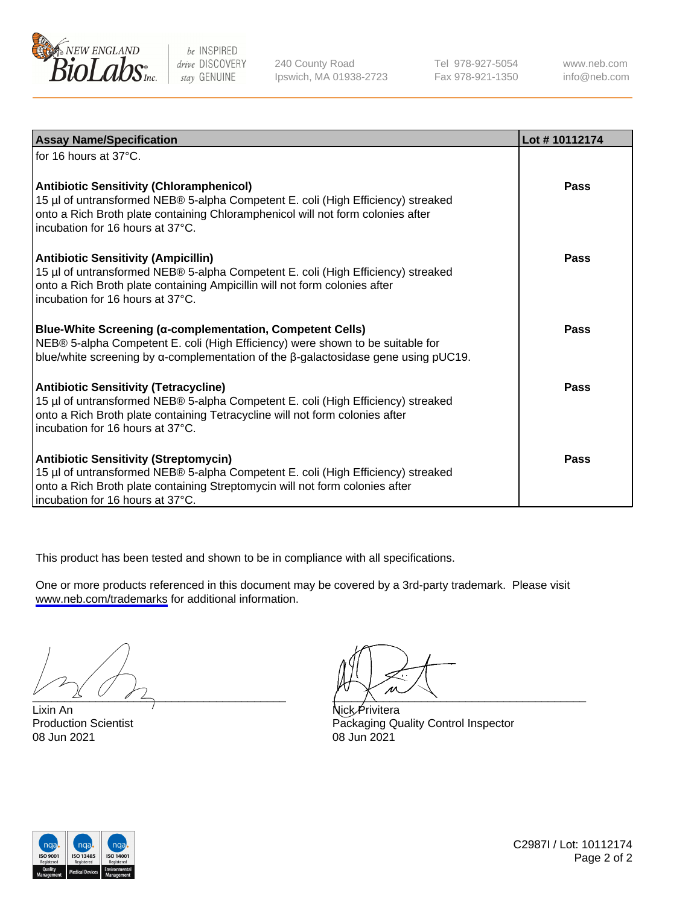| Assay Name/Specification | Lot # 10112174 |
| --- | --- |
| for 16 hours at 37°C. | |
| **Antibiotic Sensitivity (Chloramphenicol)**<br>15 µl of untransformed NEB® 5-alpha Competent E. coli (High Efficiency) streaked onto a Rich Broth plate containing Chloramphenicol will not form colonies after incubation for 16 hours at 37°C. | **Pass** |
| **Antibiotic Sensitivity (Ampicillin)**<br>15 µl of untransformed NEB® 5-alpha Competent E. coli (High Efficiency) streaked onto a Rich Broth plate containing Ampicillin will not form colonies after incubation for 16 hours at 37°C. | **Pass** |
| **Blue-White Screening (α-complementation, Competent Cells)**<br>NEB® 5-alpha Competent E. coli (High Efficiency) were shown to be suitable for blue/white screening by α-complementation of the β-galactosidase gene using pUC19. | **Pass** |
| **Antibiotic Sensitivity (Tetracycline)**<br>15 µl of untransformed NEB® 5-alpha Competent E. coli (High Efficiency) streaked onto a Rich Broth plate containing Tetracycline will not form colonies after incubation for 16 hours at 37°C. | **Pass** |
| **Antibiotic Sensitivity (Streptomycin)**<br>15 µl of untransformed NEB® 5-alpha Competent E. coli (High Efficiency) streaked onto a Rich Broth plate containing Streptomycin will not form colonies after incubation for 16 hours at 37°C. | **Pass** |

This product has been tested and shown to be in compliance with all specifications.

One or more products referenced in this document may be covered by a 3rd-party trademark. Please visit www.neb.com/trademarks for additional information.

Lixin An
Production Scientist
08 Jun 2021

Nick Privitera
Packaging Quality Control Inspector
08 Jun 2021

C2987I / Lot: 10112174